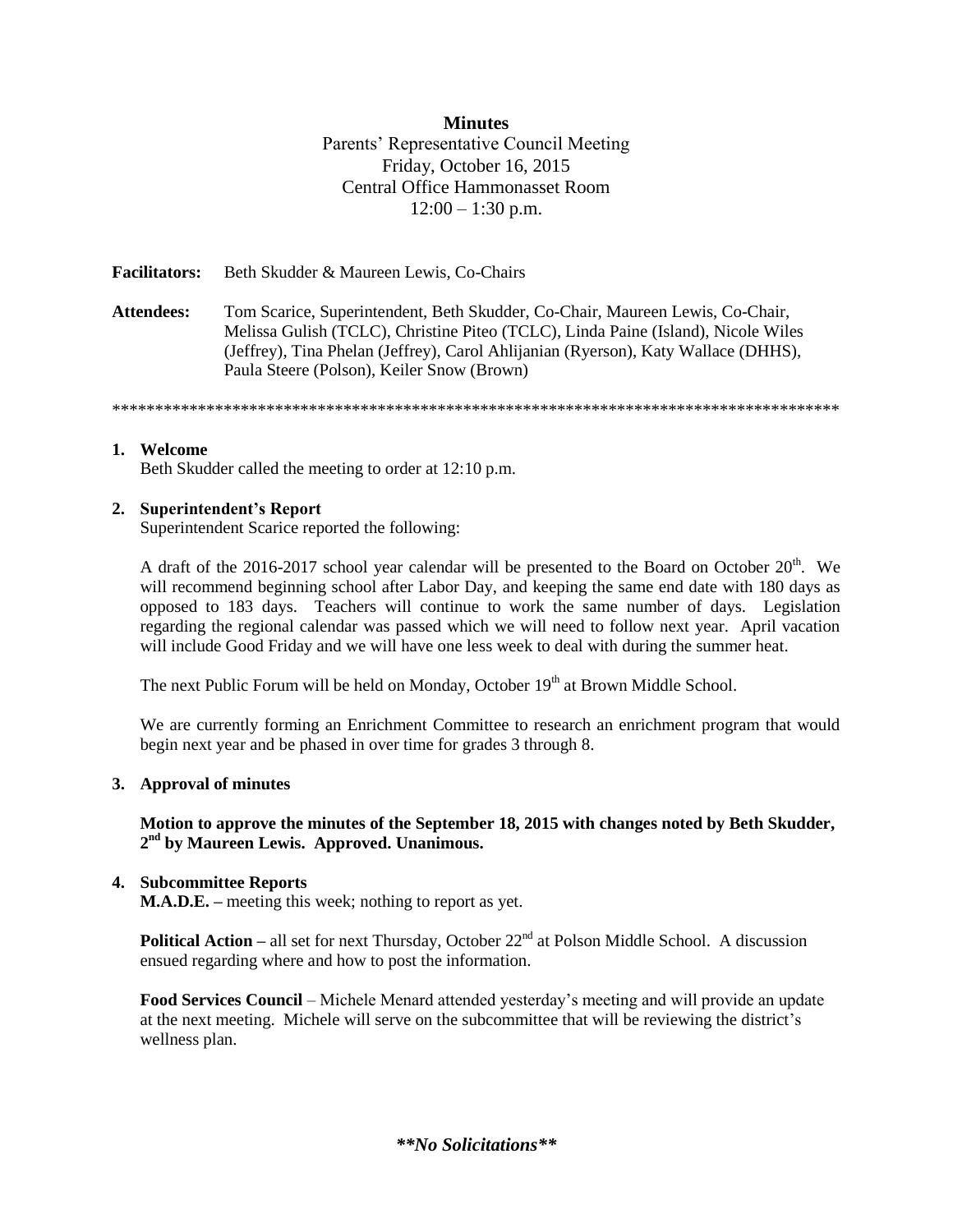**Minutes**

Parents' Representative Council Meeting
Friday, October 16, 2015
Central Office Hammonasset Room
12:00 – 1:30 p.m.

**Facilitators:** Beth Skudder & Maureen Lewis, Co-Chairs

**Attendees:** Tom Scarice, Superintendent, Beth Skudder, Co-Chair, Maureen Lewis, Co-Chair, Melissa Gulish (TCLC), Christine Piteo (TCLC), Linda Paine (Island), Nicole Wiles (Jeffrey), Tina Phelan (Jeffrey), Carol Ahlijanian (Ryerson), Katy Wallace (DHHS), Paula Steere (Polson), Keiler Snow (Brown)

*************************************************************************************

1. **Welcome**

   Beth Skudder called the meeting to order at 12:10 p.m.

2. **Superintendent's Report**

   Superintendent Scarice reported the following:

   A draft of the 2016-2017 school year calendar will be presented to the Board on October 20th. We will recommend beginning school after Labor Day, and keeping the same end date with 180 days as opposed to 183 days. Teachers will continue to work the same number of days. Legislation regarding the regional calendar was passed which we will need to follow next year. April vacation will include Good Friday and we will have one less week to deal with during the summer heat.

   The next Public Forum will be held on Monday, October 19th at Brown Middle School.

   We are currently forming an Enrichment Committee to research an enrichment program that would begin next year and be phased in over time for grades 3 through 8.

3. **Approval of minutes**

   **Motion to approve the minutes of the September 18, 2015 with changes noted by Beth Skudder, 2nd by Maureen Lewis. Approved. Unanimous.**

4. **Subcommittee Reports**

   **M.A.D.E. –** meeting this week; nothing to report as yet.

   **Political Action –** all set for next Thursday, October 22nd at Polson Middle School. A discussion ensued regarding where and how to post the information.

   **Food Services Council** – Michele Menard attended yesterday's meeting and will provide an update at the next meeting. Michele will serve on the subcommittee that will be reviewing the district's wellness plan.

***\*\*No Solicitations\*\****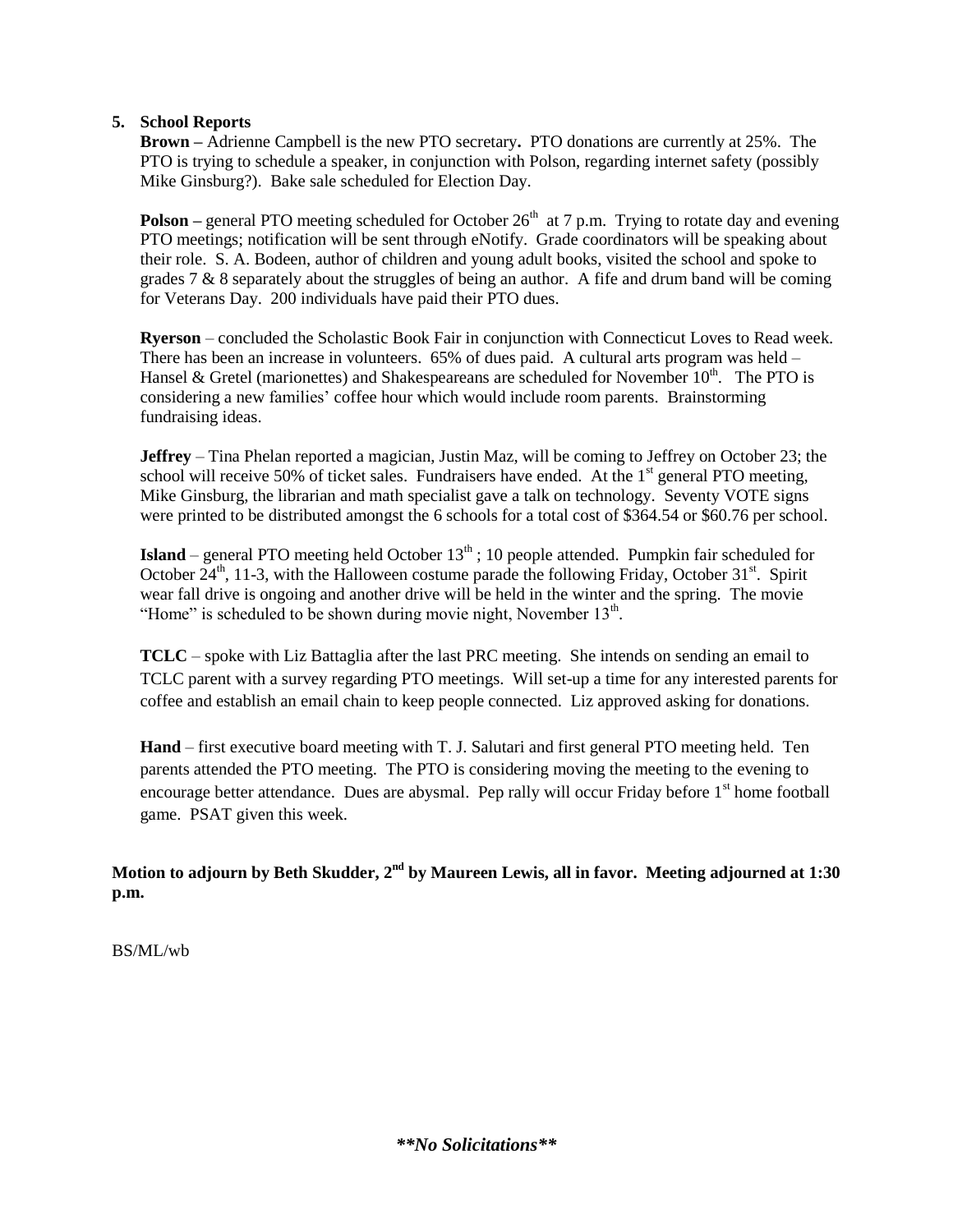5. **School Reports**

**Brown –** Adrienne Campbell is the new PTO secretary**.** PTO donations are currently at 25%. The PTO is trying to schedule a speaker, in conjunction with Polson, regarding internet safety (possibly Mike Ginsburg?). Bake sale scheduled for Election Day.

**Polson –** general PTO meeting scheduled for October 26th at 7 p.m. Trying to rotate day and evening PTO meetings; notification will be sent through eNotify. Grade coordinators will be speaking about their role. S. A. Bodeen, author of children and young adult books, visited the school and spoke to grades 7 & 8 separately about the struggles of being an author. A fife and drum band will be coming for Veterans Day. 200 individuals have paid their PTO dues.

**Ryerson** – concluded the Scholastic Book Fair in conjunction with Connecticut Loves to Read week. There has been an increase in volunteers. 65% of dues paid. A cultural arts program was held – Hansel & Gretel (marionettes) and Shakespeareans are scheduled for November 10th. The PTO is considering a new families' coffee hour which would include room parents. Brainstorming fundraising ideas.

**Jeffrey** – Tina Phelan reported a magician, Justin Maz, will be coming to Jeffrey on October 23; the school will receive 50% of ticket sales. Fundraisers have ended. At the 1st general PTO meeting, Mike Ginsburg, the librarian and math specialist gave a talk on technology. Seventy VOTE signs were printed to be distributed amongst the 6 schools for a total cost of $364.54 or $60.76 per school.

**Island** – general PTO meeting held October 13th ; 10 people attended. Pumpkin fair scheduled for October 24th, 11-3, with the Halloween costume parade the following Friday, October 31st. Spirit wear fall drive is ongoing and another drive will be held in the winter and the spring. The movie "Home" is scheduled to be shown during movie night, November 13th.

**TCLC** – spoke with Liz Battaglia after the last PRC meeting. She intends on sending an email to TCLC parent with a survey regarding PTO meetings. Will set-up a time for any interested parents for coffee and establish an email chain to keep people connected. Liz approved asking for donations.

**Hand** – first executive board meeting with T. J. Salutari and first general PTO meeting held. Ten parents attended the PTO meeting. The PTO is considering moving the meeting to the evening to encourage better attendance. Dues are abysmal. Pep rally will occur Friday before 1st home football game. PSAT given this week.

**Motion to adjourn by Beth Skudder, 2nd by Maureen Lewis, all in favor. Meeting adjourned at 1:30 p.m.**

BS/ML/wb

***\*\*No Solicitations\*\****